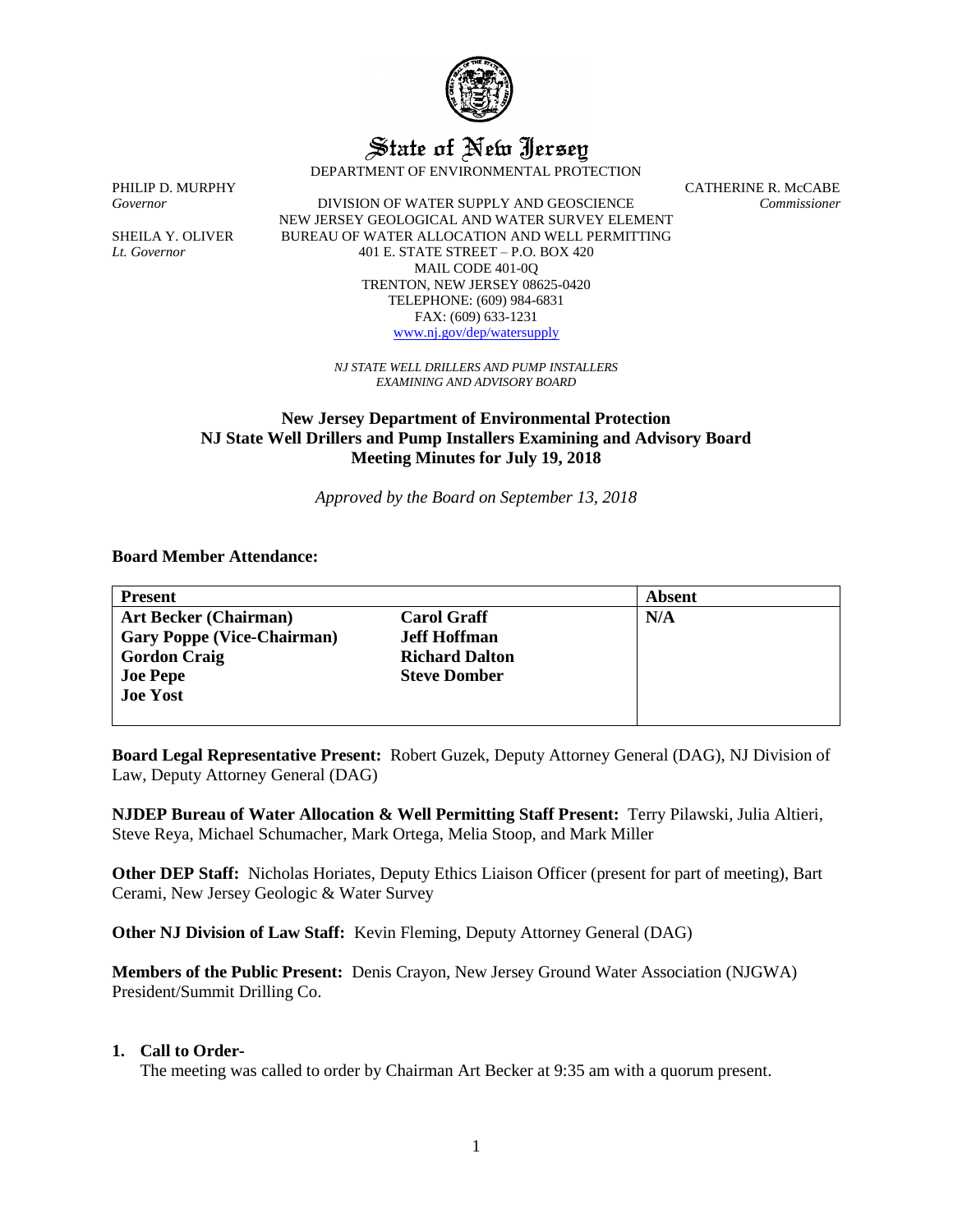# State of New Jersey

DEPARTMENT OF ENVIRONMENTAL PROTECTION

PHILIP D. MURPHY
*Governor*

SHEILA Y. OLIVER
*Lt. Governor*

DIVISION OF WATER SUPPLY AND GEOSCIENCE
NEW JERSEY GEOLOGICAL AND WATER SURVEY ELEMENT
BUREAU OF WATER ALLOCATION AND WELL PERMITTING
401 E. STATE STREET – P.O. BOX 420
MAIL CODE 401-0Q
TRENTON, NEW JERSEY 08625-0420
TELEPHONE: (609) 984-6831
FAX: (609) 633-1231
www.nj.gov/dep/watersupply

CATHERINE R. McCABE
*Commissioner*

*NJ STATE WELL DRILLERS AND PUMP INSTALLERS EXAMINING AND ADVISORY BOARD*

## New Jersey Department of Environmental Protection
## NJ State Well Drillers and Pump Installers Examining and Advisory Board
## Meeting Minutes for July 19, 2018

*Approved by the Board on September 13, 2018*

**Board Member Attendance:**

| Present | | Absent |
|---|---|---|
| **Art Becker (Chairman)** | **Carol Graff** | **N/A** |
| **Gary Poppe (Vice-Chairman)** | **Jeff Hoffman** | |
| **Gordon Craig** | **Richard Dalton** | |
| **Joe Pepe** | **Steve Domber** | |
| **Joe Yost** | | |

**Board Legal Representative Present:** Robert Guzek, Deputy Attorney General (DAG), NJ Division of Law, Deputy Attorney General (DAG)

**NJDEP Bureau of Water Allocation & Well Permitting Staff Present:** Terry Pilawski, Julia Altieri, Steve Reya, Michael Schumacher, Mark Ortega, Melia Stoop, and Mark Miller

**Other DEP Staff:** Nicholas Horiates, Deputy Ethics Liaison Officer (present for part of meeting), Bart Cerami, New Jersey Geologic & Water Survey

**Other NJ Division of Law Staff:** Kevin Fleming, Deputy Attorney General (DAG)

**Members of the Public Present:** Denis Crayon, New Jersey Ground Water Association (NJGWA) President/Summit Drilling Co.

1. **Call to Order-**
   The meeting was called to order by Chairman Art Becker at 9:35 am with a quorum present.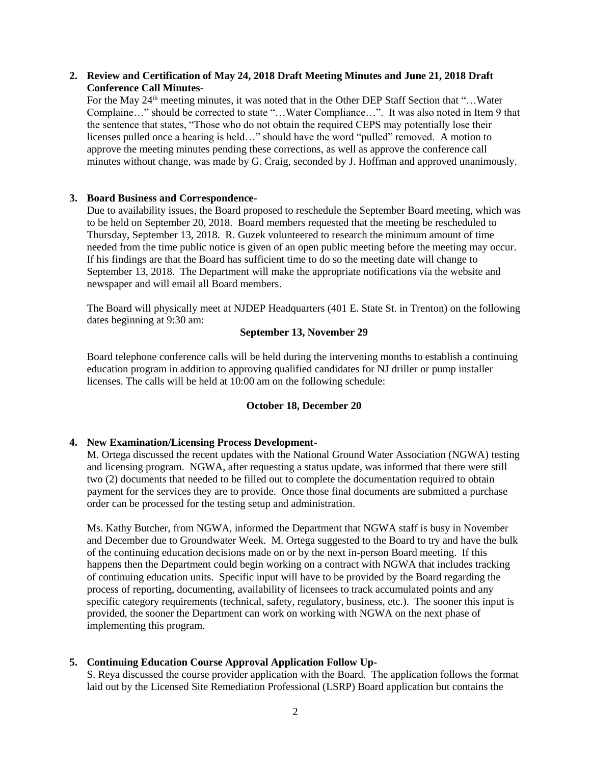**2. Review and Certification of May 24, 2018 Draft Meeting Minutes and June 21, 2018 Draft Conference Call Minutes-**

For the May 24th meeting minutes, it was noted that in the Other DEP Staff Section that "…Water Complaine…" should be corrected to state "…Water Compliance…". It was also noted in Item 9 that the sentence that states, "Those who do not obtain the required CEPS may potentially lose their licenses pulled once a hearing is held…" should have the word "pulled" removed. A motion to approve the meeting minutes pending these corrections, as well as approve the conference call minutes without change, was made by G. Craig, seconded by J. Hoffman and approved unanimously.

**3. Board Business and Correspondence-**

Due to availability issues, the Board proposed to reschedule the September Board meeting, which was to be held on September 20, 2018. Board members requested that the meeting be rescheduled to Thursday, September 13, 2018. R. Guzek volunteered to research the minimum amount of time needed from the time public notice is given of an open public meeting before the meeting may occur. If his findings are that the Board has sufficient time to do so the meeting date will change to September 13, 2018. The Department will make the appropriate notifications via the website and newspaper and will email all Board members.

The Board will physically meet at NJDEP Headquarters (401 E. State St. in Trenton) on the following dates beginning at 9:30 am:

**September 13, November 29**

Board telephone conference calls will be held during the intervening months to establish a continuing education program in addition to approving qualified candidates for NJ driller or pump installer licenses. The calls will be held at 10:00 am on the following schedule:

**October 18, December 20**

**4. New Examination/Licensing Process Development-**

M. Ortega discussed the recent updates with the National Ground Water Association (NGWA) testing and licensing program. NGWA, after requesting a status update, was informed that there were still two (2) documents that needed to be filled out to complete the documentation required to obtain payment for the services they are to provide. Once those final documents are submitted a purchase order can be processed for the testing setup and administration.

Ms. Kathy Butcher, from NGWA, informed the Department that NGWA staff is busy in November and December due to Groundwater Week. M. Ortega suggested to the Board to try and have the bulk of the continuing education decisions made on or by the next in-person Board meeting. If this happens then the Department could begin working on a contract with NGWA that includes tracking of continuing education units. Specific input will have to be provided by the Board regarding the process of reporting, documenting, availability of licensees to track accumulated points and any specific category requirements (technical, safety, regulatory, business, etc.). The sooner this input is provided, the sooner the Department can work on working with NGWA on the next phase of implementing this program.

**5. Continuing Education Course Approval Application Follow Up-**

S. Reya discussed the course provider application with the Board. The application follows the format laid out by the Licensed Site Remediation Professional (LSRP) Board application but contains the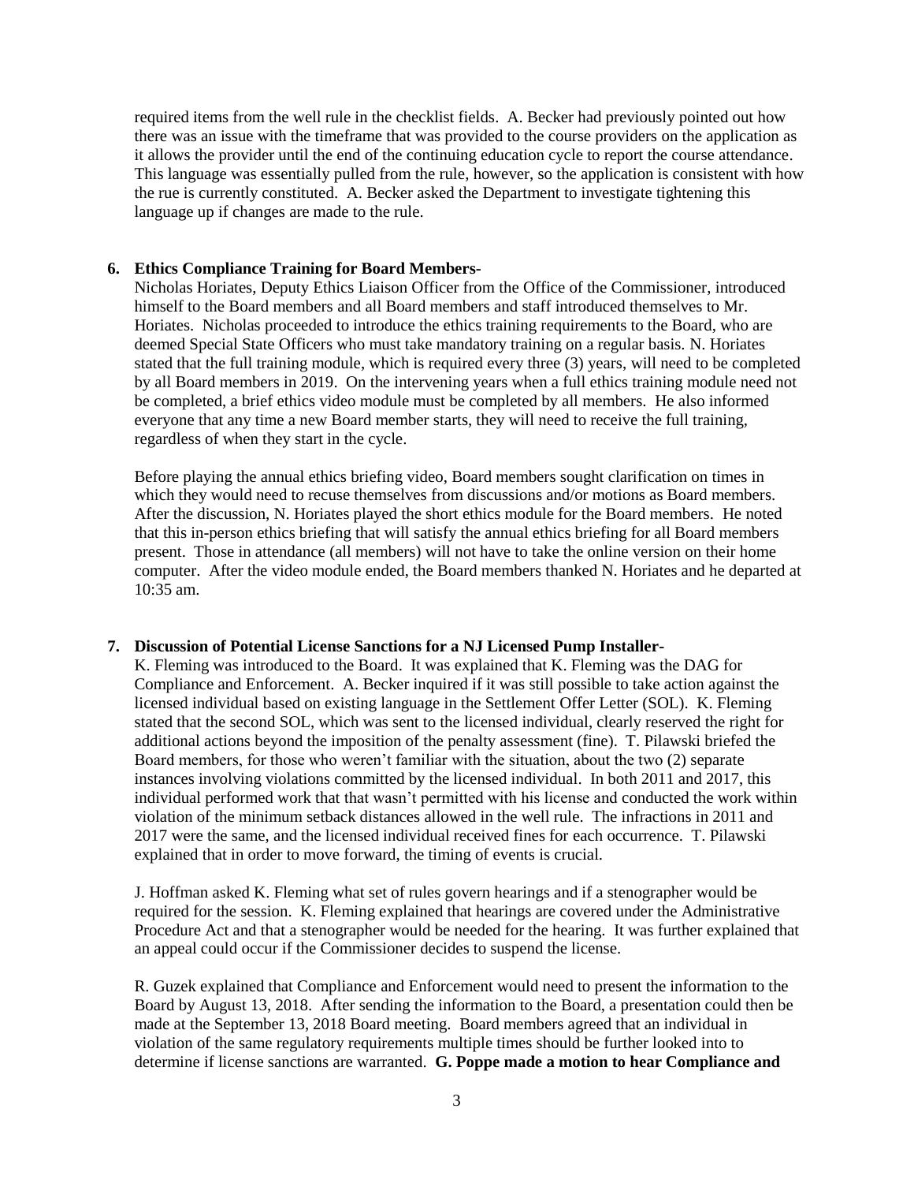required items from the well rule in the checklist fields. A. Becker had previously pointed out how there was an issue with the timeframe that was provided to the course providers on the application as it allows the provider until the end of the continuing education cycle to report the course attendance. This language was essentially pulled from the rule, however, so the application is consistent with how the rue is currently constituted. A. Becker asked the Department to investigate tightening this language up if changes are made to the rule.

**6. Ethics Compliance Training for Board Members-**

Nicholas Horiates, Deputy Ethics Liaison Officer from the Office of the Commissioner, introduced himself to the Board members and all Board members and staff introduced themselves to Mr. Horiates. Nicholas proceeded to introduce the ethics training requirements to the Board, who are deemed Special State Officers who must take mandatory training on a regular basis. N. Horiates stated that the full training module, which is required every three (3) years, will need to be completed by all Board members in 2019. On the intervening years when a full ethics training module need not be completed, a brief ethics video module must be completed by all members. He also informed everyone that any time a new Board member starts, they will need to receive the full training, regardless of when they start in the cycle.

Before playing the annual ethics briefing video, Board members sought clarification on times in which they would need to recuse themselves from discussions and/or motions as Board members. After the discussion, N. Horiates played the short ethics module for the Board members. He noted that this in-person ethics briefing that will satisfy the annual ethics briefing for all Board members present. Those in attendance (all members) will not have to take the online version on their home computer. After the video module ended, the Board members thanked N. Horiates and he departed at 10:35 am.

**7. Discussion of Potential License Sanctions for a NJ Licensed Pump Installer-**

K. Fleming was introduced to the Board. It was explained that K. Fleming was the DAG for Compliance and Enforcement. A. Becker inquired if it was still possible to take action against the licensed individual based on existing language in the Settlement Offer Letter (SOL). K. Fleming stated that the second SOL, which was sent to the licensed individual, clearly reserved the right for additional actions beyond the imposition of the penalty assessment (fine). T. Pilawski briefed the Board members, for those who weren't familiar with the situation, about the two (2) separate instances involving violations committed by the licensed individual. In both 2011 and 2017, this individual performed work that that wasn't permitted with his license and conducted the work within violation of the minimum setback distances allowed in the well rule. The infractions in 2011 and 2017 were the same, and the licensed individual received fines for each occurrence. T. Pilawski explained that in order to move forward, the timing of events is crucial.

J. Hoffman asked K. Fleming what set of rules govern hearings and if a stenographer would be required for the session. K. Fleming explained that hearings are covered under the Administrative Procedure Act and that a stenographer would be needed for the hearing. It was further explained that an appeal could occur if the Commissioner decides to suspend the license.

R. Guzek explained that Compliance and Enforcement would need to present the information to the Board by August 13, 2018. After sending the information to the Board, a presentation could then be made at the September 13, 2018 Board meeting. Board members agreed that an individual in violation of the same regulatory requirements multiple times should be further looked into to determine if license sanctions are warranted. **G. Poppe made a motion to hear Compliance and**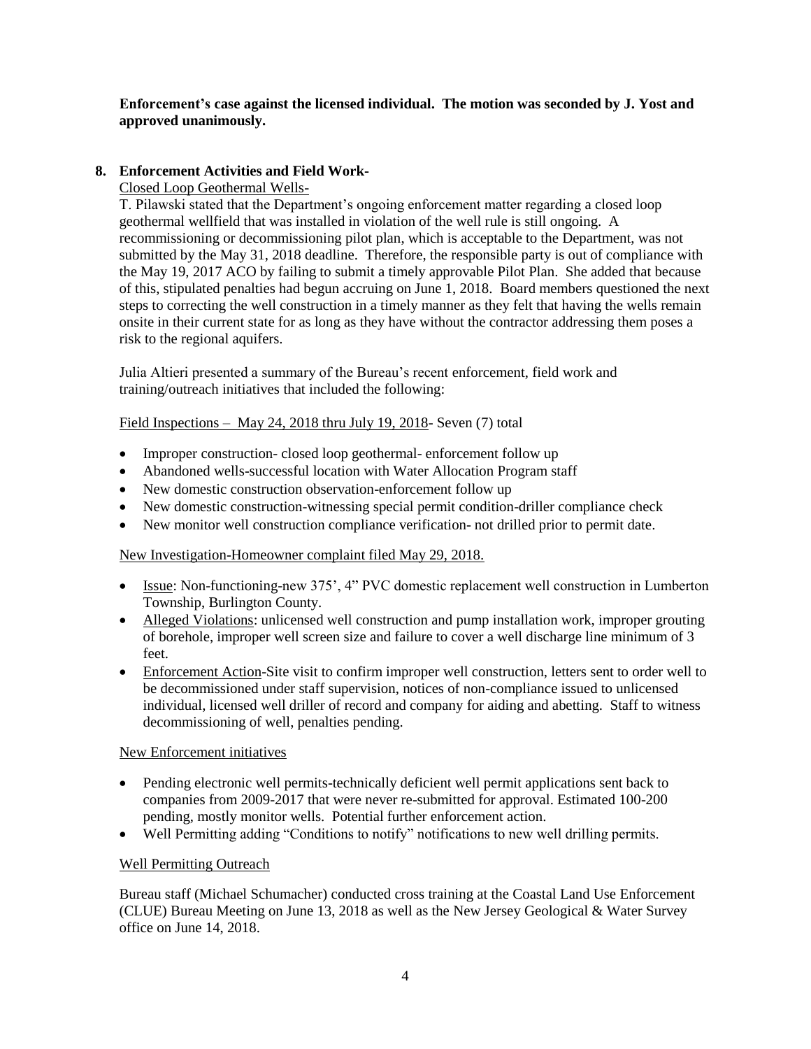**Enforcement's case against the licensed individual. The motion was seconded by J. Yost and approved unanimously.**

## 8. Enforcement Activities and Field Work-

Closed Loop Geothermal Wells-

T. Pilawski stated that the Department's ongoing enforcement matter regarding a closed loop geothermal wellfield that was installed in violation of the well rule is still ongoing. A recommissioning or decommissioning pilot plan, which is acceptable to the Department, was not submitted by the May 31, 2018 deadline. Therefore, the responsible party is out of compliance with the May 19, 2017 ACO by failing to submit a timely approvable Pilot Plan. She added that because of this, stipulated penalties had begun accruing on June 1, 2018. Board members questioned the next steps to correcting the well construction in a timely manner as they felt that having the wells remain onsite in their current state for as long as they have without the contractor addressing them poses a risk to the regional aquifers.

Julia Altieri presented a summary of the Bureau's recent enforcement, field work and training/outreach initiatives that included the following:

Field Inspections – May 24, 2018 thru July 19, 2018- Seven (7) total

- Improper construction- closed loop geothermal- enforcement follow up
- Abandoned wells-successful location with Water Allocation Program staff
- New domestic construction observation-enforcement follow up
- New domestic construction-witnessing special permit condition-driller compliance check
- New monitor well construction compliance verification- not drilled prior to permit date.

New Investigation-Homeowner complaint filed May 29, 2018.

- Issue: Non-functioning-new 375', 4" PVC domestic replacement well construction in Lumberton Township, Burlington County.
- Alleged Violations: unlicensed well construction and pump installation work, improper grouting of borehole, improper well screen size and failure to cover a well discharge line minimum of 3 feet.
- Enforcement Action-Site visit to confirm improper well construction, letters sent to order well to be decommissioned under staff supervision, notices of non-compliance issued to unlicensed individual, licensed well driller of record and company for aiding and abetting. Staff to witness decommissioning of well, penalties pending.

New Enforcement initiatives

- Pending electronic well permits-technically deficient well permit applications sent back to companies from 2009-2017 that were never re-submitted for approval. Estimated 100-200 pending, mostly monitor wells. Potential further enforcement action.
- Well Permitting adding "Conditions to notify" notifications to new well drilling permits.

Well Permitting Outreach

Bureau staff (Michael Schumacher) conducted cross training at the Coastal Land Use Enforcement (CLUE) Bureau Meeting on June 13, 2018 as well as the New Jersey Geological & Water Survey office on June 14, 2018.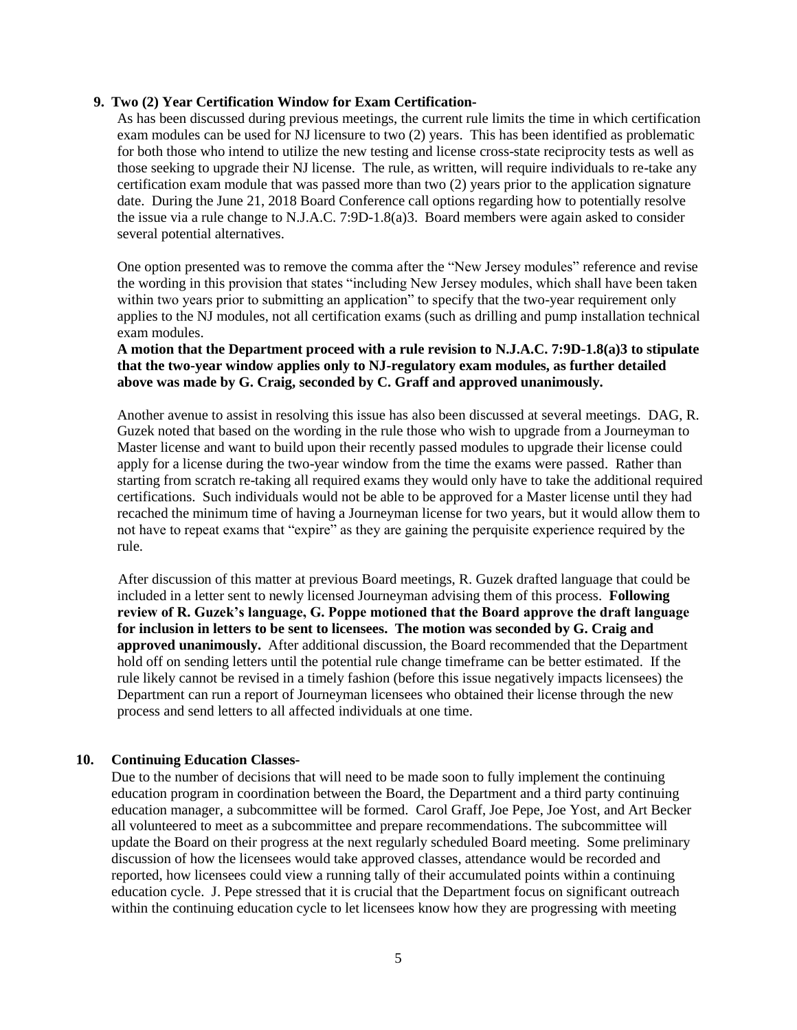**9. Two (2) Year Certification Window for Exam Certification-**

As has been discussed during previous meetings, the current rule limits the time in which certification exam modules can be used for NJ licensure to two (2) years. This has been identified as problematic for both those who intend to utilize the new testing and license cross-state reciprocity tests as well as those seeking to upgrade their NJ license. The rule, as written, will require individuals to re-take any certification exam module that was passed more than two (2) years prior to the application signature date. During the June 21, 2018 Board Conference call options regarding how to potentially resolve the issue via a rule change to N.J.A.C. 7:9D-1.8(a)3. Board members were again asked to consider several potential alternatives.

One option presented was to remove the comma after the "New Jersey modules" reference and revise the wording in this provision that states "including New Jersey modules, which shall have been taken within two years prior to submitting an application" to specify that the two-year requirement only applies to the NJ modules, not all certification exams (such as drilling and pump installation technical exam modules.

**A motion that the Department proceed with a rule revision to N.J.A.C. 7:9D-1.8(a)3 to stipulate that the two-year window applies only to NJ-regulatory exam modules, as further detailed above was made by G. Craig, seconded by C. Graff and approved unanimously.**

Another avenue to assist in resolving this issue has also been discussed at several meetings. DAG, R. Guzek noted that based on the wording in the rule those who wish to upgrade from a Journeyman to Master license and want to build upon their recently passed modules to upgrade their license could apply for a license during the two-year window from the time the exams were passed. Rather than starting from scratch re-taking all required exams they would only have to take the additional required certifications. Such individuals would not be able to be approved for a Master license until they had recached the minimum time of having a Journeyman license for two years, but it would allow them to not have to repeat exams that "expire" as they are gaining the perquisite experience required by the rule.

After discussion of this matter at previous Board meetings, R. Guzek drafted language that could be included in a letter sent to newly licensed Journeyman advising them of this process. **Following review of R. Guzek's language, G. Poppe motioned that the Board approve the draft language for inclusion in letters to be sent to licensees. The motion was seconded by G. Craig and approved unanimously.** After additional discussion, the Board recommended that the Department hold off on sending letters until the potential rule change timeframe can be better estimated. If the rule likely cannot be revised in a timely fashion (before this issue negatively impacts licensees) the Department can run a report of Journeyman licensees who obtained their license through the new process and send letters to all affected individuals at one time.

**10. Continuing Education Classes-**

Due to the number of decisions that will need to be made soon to fully implement the continuing education program in coordination between the Board, the Department and a third party continuing education manager, a subcommittee will be formed. Carol Graff, Joe Pepe, Joe Yost, and Art Becker all volunteered to meet as a subcommittee and prepare recommendations. The subcommittee will update the Board on their progress at the next regularly scheduled Board meeting. Some preliminary discussion of how the licensees would take approved classes, attendance would be recorded and reported, how licensees could view a running tally of their accumulated points within a continuing education cycle. J. Pepe stressed that it is crucial that the Department focus on significant outreach within the continuing education cycle to let licensees know how they are progressing with meeting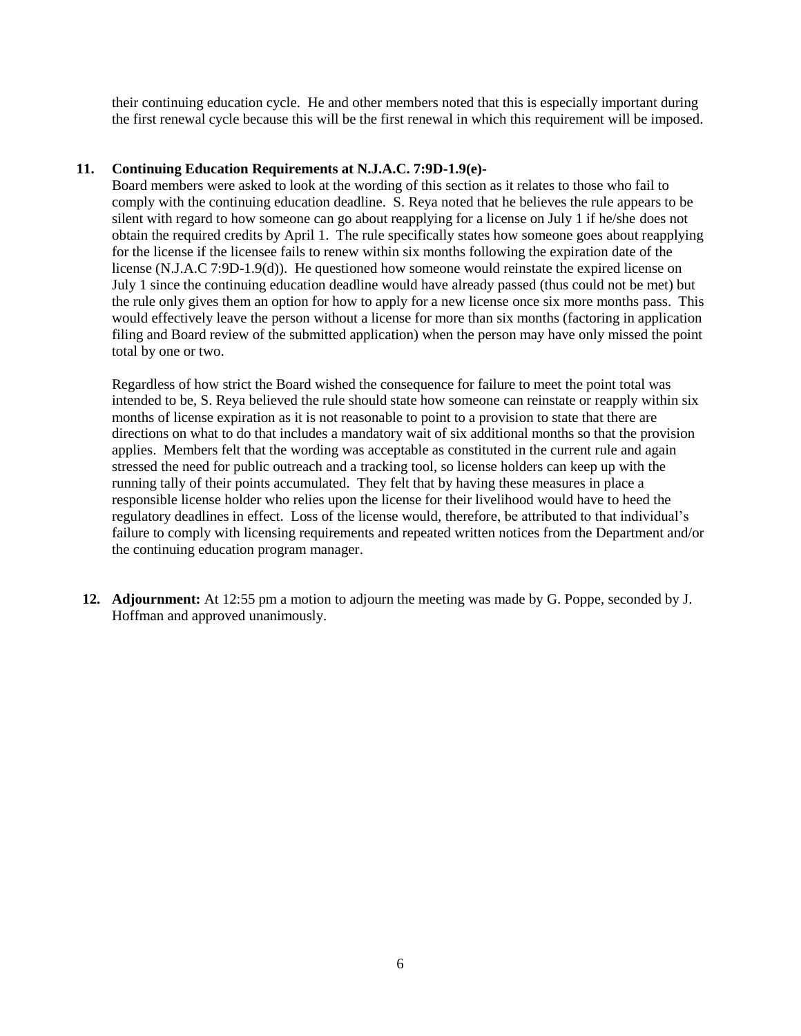their continuing education cycle. He and other members noted that this is especially important during the first renewal cycle because this will be the first renewal in which this requirement will be imposed.

**11. Continuing Education Requirements at N.J.A.C. 7:9D-1.9(e)-**

Board members were asked to look at the wording of this section as it relates to those who fail to comply with the continuing education deadline. S. Reya noted that he believes the rule appears to be silent with regard to how someone can go about reapplying for a license on July 1 if he/she does not obtain the required credits by April 1. The rule specifically states how someone goes about reapplying for the license if the licensee fails to renew within six months following the expiration date of the license (N.J.A.C 7:9D-1.9(d)). He questioned how someone would reinstate the expired license on July 1 since the continuing education deadline would have already passed (thus could not be met) but the rule only gives them an option for how to apply for a new license once six more months pass. This would effectively leave the person without a license for more than six months (factoring in application filing and Board review of the submitted application) when the person may have only missed the point total by one or two.

Regardless of how strict the Board wished the consequence for failure to meet the point total was intended to be, S. Reya believed the rule should state how someone can reinstate or reapply within six months of license expiration as it is not reasonable to point to a provision to state that there are directions on what to do that includes a mandatory wait of six additional months so that the provision applies. Members felt that the wording was acceptable as constituted in the current rule and again stressed the need for public outreach and a tracking tool, so license holders can keep up with the running tally of their points accumulated. They felt that by having these measures in place a responsible license holder who relies upon the license for their livelihood would have to heed the regulatory deadlines in effect. Loss of the license would, therefore, be attributed to that individual's failure to comply with licensing requirements and repeated written notices from the Department and/or the continuing education program manager.

**12. Adjournment:** At 12:55 pm a motion to adjourn the meeting was made by G. Poppe, seconded by J. Hoffman and approved unanimously.